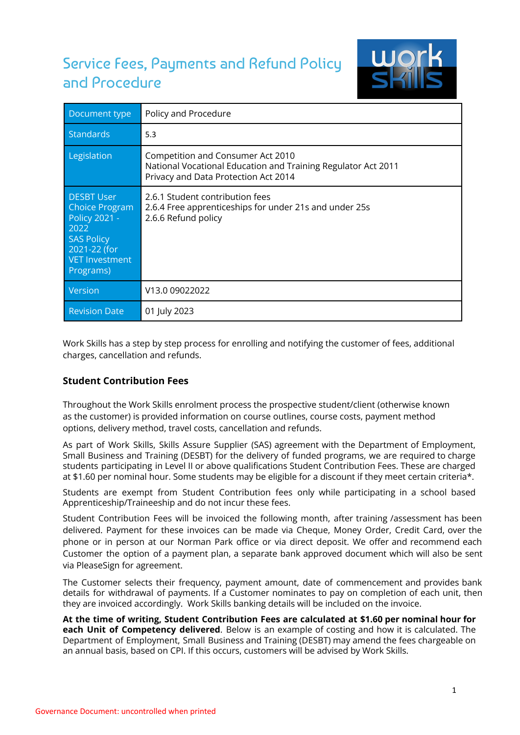# Service Fees, Payments and Refund Policy and Procedure

| Document type | Policy and Procedure |
| --- | --- |
| Standards | 5.3 |
| Legislation | Competition and Consumer Act 2010<br>National Vocational Education and Training Regulator Act 2011<br>Privacy and Data Protection Act 2014 |
| DESBT User Choice Program Policy 2021 - 2022<br>SAS Policy 2021-22 (for VET Investment Programs) | 2.6.1 Student contribution fees<br>2.6.4 Free apprenticeships for under 21s and under 25s<br>2.6.6 Refund policy |
| Version | V13.0 09022022 |
| Revision Date | 01 July 2023 |

Work Skills has a step by step process for enrolling and notifying the customer of fees, additional charges, cancellation and refunds.

### Student Contribution Fees

Throughout the Work Skills enrolment process the prospective student/client (otherwise known as the customer) is provided information on course outlines, course costs, payment method options, delivery method, travel costs, cancellation and refunds.

As part of Work Skills, Skills Assure Supplier (SAS) agreement with the Department of Employment, Small Business and Training (DESBT) for the delivery of funded programs, we are required to charge students participating in Level II or above qualifications Student Contribution Fees. These are charged at $1.60 per nominal hour. Some students may be eligible for a discount if they meet certain criteria*.

Students are exempt from Student Contribution fees only while participating in a school based Apprenticeship/Traineeship and do not incur these fees.

Student Contribution Fees will be invoiced the following month, after training /assessment has been delivered. Payment for these invoices can be made via Cheque, Money Order, Credit Card, over the phone or in person at our Norman Park office or via direct deposit. We offer and recommend each Customer the option of a payment plan, a separate bank approved document which will also be sent via PleaseSign for agreement.

The Customer selects their frequency, payment amount, date of commencement and provides bank details for withdrawal of payments. If a Customer nominates to pay on completion of each unit, then they are invoiced accordingly. Work Skills banking details will be included on the invoice.

**At the time of writing, Student Contribution Fees are calculated at $1.60 per nominal hour for each Unit of Competency delivered**. Below is an example of costing and how it is calculated. The Department of Employment, Small Business and Training (DESBT) may amend the fees chargeable on an annual basis, based on CPI. If this occurs, customers will be advised by Work Skills.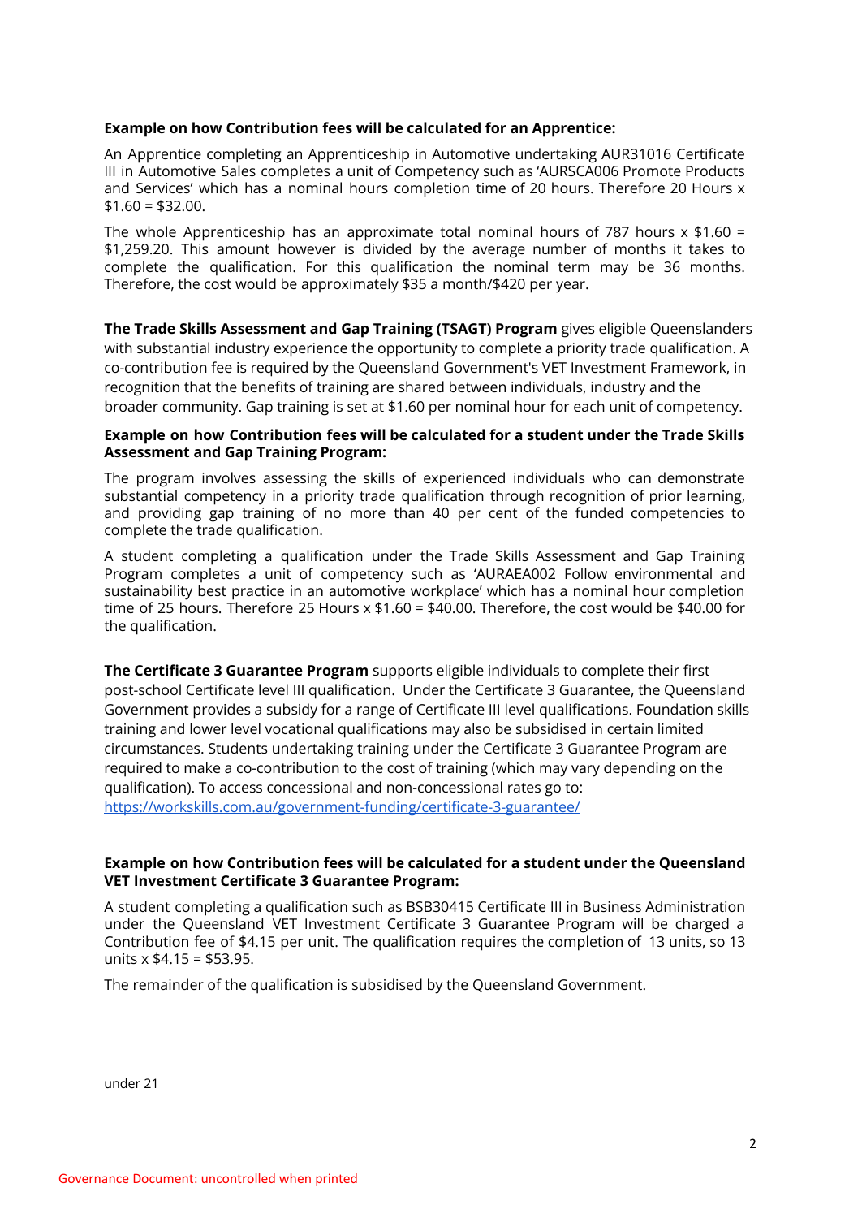**Example on how Contribution fees will be calculated for an Apprentice:**

An Apprentice completing an Apprenticeship in Automotive undertaking AUR31016 Certificate III in Automotive Sales completes a unit of Competency such as 'AURSCA006 Promote Products and Services' which has a nominal hours completion time of 20 hours. Therefore 20 Hours x $1.60 = $32.00.

The whole Apprenticeship has an approximate total nominal hours of 787 hours x $1.60 = $1,259.20. This amount however is divided by the average number of months it takes to complete the qualification. For this qualification the nominal term may be 36 months. Therefore, the cost would be approximately $35 a month/$420 per year.

**The Trade Skills Assessment and Gap Training (TSAGT) Program** gives eligible Queenslanders with substantial industry experience the opportunity to complete a priority trade qualification. A co-contribution fee is required by the Queensland Government's VET Investment Framework, in recognition that the benefits of training are shared between individuals, industry and the broader community. Gap training is set at $1.60 per nominal hour for each unit of competency.

**Example on how Contribution fees will be calculated for a student under the Trade Skills Assessment and Gap Training Program:**

The program involves assessing the skills of experienced individuals who can demonstrate substantial competency in a priority trade qualification through recognition of prior learning, and providing gap training of no more than 40 per cent of the funded competencies to complete the trade qualification.

A student completing a qualification under the Trade Skills Assessment and Gap Training Program completes a unit of competency such as 'AURAEA002 Follow environmental and sustainability best practice in an automotive workplace' which has a nominal hour completion time of 25 hours. Therefore 25 Hours x $1.60 = $40.00. Therefore, the cost would be $40.00 for the qualification.

**The Certificate 3 Guarantee Program** supports eligible individuals to complete their first post-school Certificate level III qualification. Under the Certificate 3 Guarantee, the Queensland Government provides a subsidy for a range of Certificate III level qualifications. Foundation skills training and lower level vocational qualifications may also be subsidised in certain limited circumstances. Students undertaking training under the Certificate 3 Guarantee Program are required to make a co-contribution to the cost of training (which may vary depending on the qualification). To access concessional and non-concessional rates go to: [https://workskills.com.au/government-funding/certificate-3-guarantee/](https://workskills.com.au/government-funding/certificate-3-guarantee/)

**Example on how Contribution fees will be calculated for a student under the Queensland VET Investment Certificate 3 Guarantee Program:**

A student completing a qualification such as BSB30415 Certificate III in Business Administration under the Queensland VET Investment Certificate 3 Guarantee Program will be charged a Contribution fee of $4.15 per unit. The qualification requires the completion of 13 units, so 13 units x $4.15 = $53.95.

The remainder of the qualification is subsidised by the Queensland Government.

under 21

Governance Document: uncontrolled when printed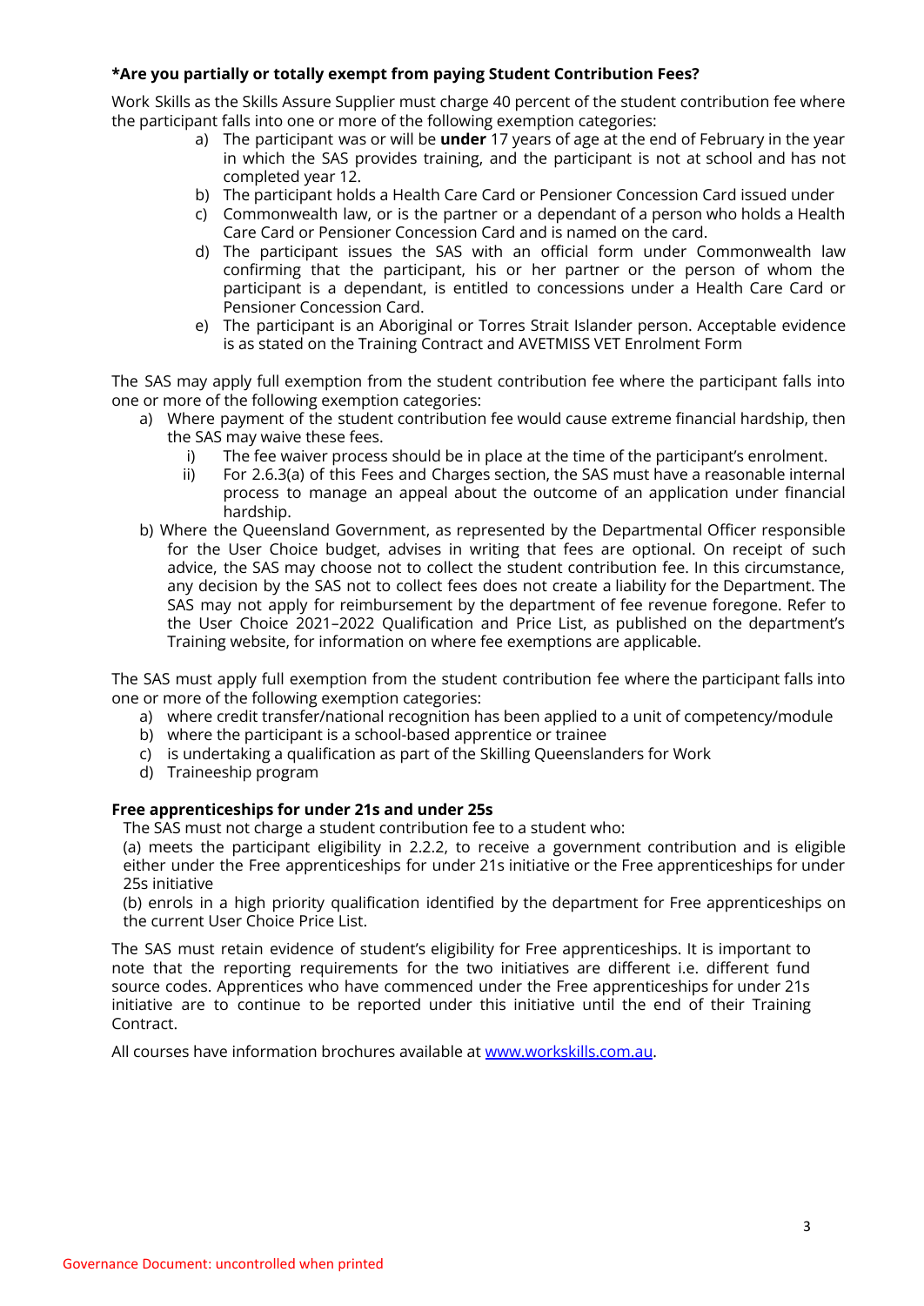**\*Are you partially or totally exempt from paying Student Contribution Fees?**

Work Skills as the Skills Assure Supplier must charge 40 percent of the student contribution fee where the participant falls into one or more of the following exemption categories:

a) The participant was or will be **under** 17 years of age at the end of February in the year in which the SAS provides training, and the participant is not at school and has not completed year 12.
b) The participant holds a Health Care Card or Pensioner Concession Card issued under
c) Commonwealth law, or is the partner or a dependant of a person who holds a Health Care Card or Pensioner Concession Card and is named on the card.
d) The participant issues the SAS with an official form under Commonwealth law confirming that the participant, his or her partner or the person of whom the participant is a dependant, is entitled to concessions under a Health Care Card or Pensioner Concession Card.
e) The participant is an Aboriginal or Torres Strait Islander person. Acceptable evidence is as stated on the Training Contract and AVETMISS VET Enrolment Form

The SAS may apply full exemption from the student contribution fee where the participant falls into one or more of the following exemption categories:

a) Where payment of the student contribution fee would cause extreme financial hardship, then the SAS may waive these fees.
   i) The fee waiver process should be in place at the time of the participant's enrolment.
   ii) For 2.6.3(a) of this Fees and Charges section, the SAS must have a reasonable internal process to manage an appeal about the outcome of an application under financial hardship.
b) Where the Queensland Government, as represented by the Departmental Officer responsible for the User Choice budget, advises in writing that fees are optional. On receipt of such advice, the SAS may choose not to collect the student contribution fee. In this circumstance, any decision by the SAS not to collect fees does not create a liability for the Department. The SAS may not apply for reimbursement by the department of fee revenue foregone. Refer to the User Choice 2021–2022 Qualification and Price List, as published on the department's Training website, for information on where fee exemptions are applicable.

The SAS must apply full exemption from the student contribution fee where the participant falls into one or more of the following exemption categories:

a) where credit transfer/national recognition has been applied to a unit of competency/module
b) where the participant is a school-based apprentice or trainee
c) is undertaking a qualification as part of the Skilling Queenslanders for Work
d) Traineeship program

**Free apprenticeships for under 21s and under 25s**

The SAS must not charge a student contribution fee to a student who:

(a) meets the participant eligibility in 2.2.2, to receive a government contribution and is eligible either under the Free apprenticeships for under 21s initiative or the Free apprenticeships for under 25s initiative

(b) enrols in a high priority qualification identified by the department for Free apprenticeships on the current User Choice Price List.

The SAS must retain evidence of student's eligibility for Free apprenticeships. It is important to note that the reporting requirements for the two initiatives are different i.e. different fund source codes. Apprentices who have commenced under the Free apprenticeships for under 21s initiative are to continue to be reported under this initiative until the end of their Training Contract.

All courses have information brochures available at [www.workskills.com.au](http://www.workskills.com.au).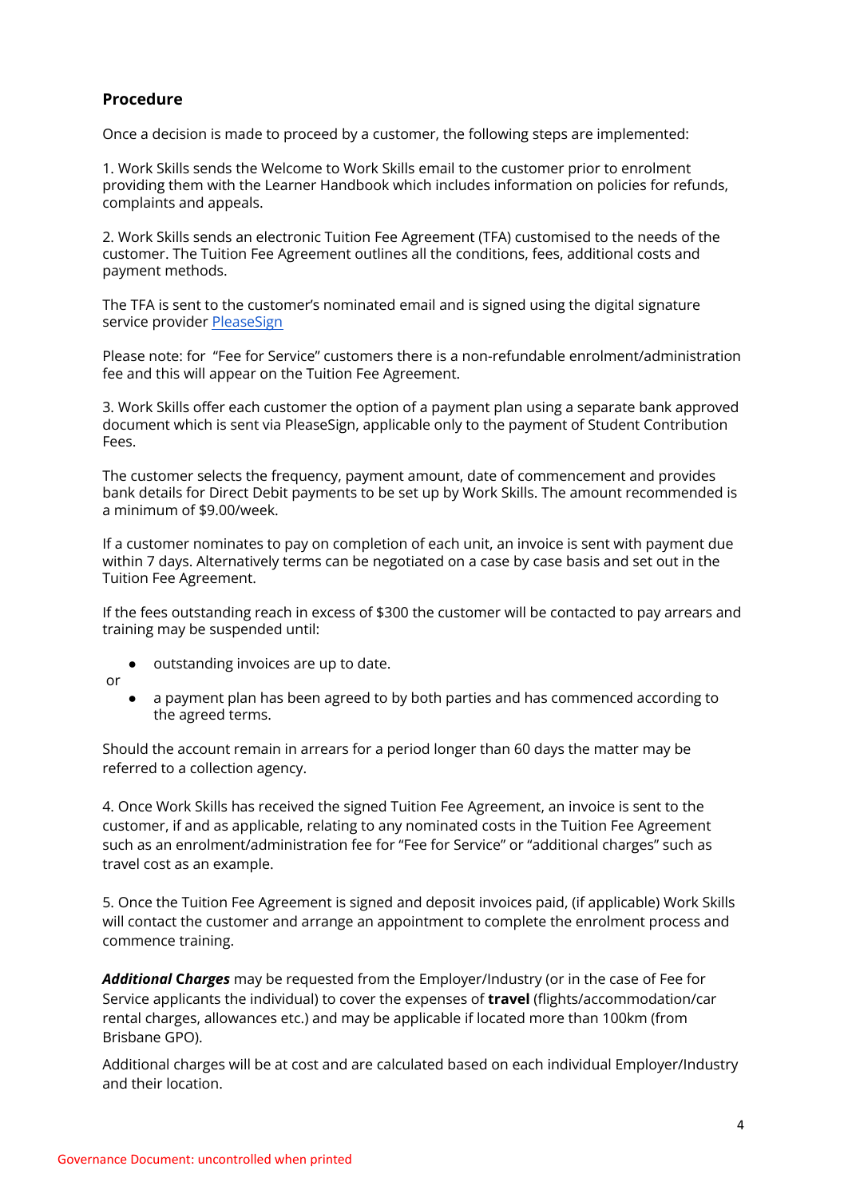## Procedure

Once a decision is made to proceed by a customer, the following steps are implemented:

1. Work Skills sends the Welcome to Work Skills email to the customer prior to enrolment providing them with the Learner Handbook which includes information on policies for refunds, complaints and appeals.

2. Work Skills sends an electronic Tuition Fee Agreement (TFA) customised to the needs of the customer. The Tuition Fee Agreement outlines all the conditions, fees, additional costs and payment methods.

The TFA is sent to the customer's nominated email and is signed using the digital signature service provider PleaseSign

Please note: for "Fee for Service" customers there is a non-refundable enrolment/administration fee and this will appear on the Tuition Fee Agreement.

3. Work Skills offer each customer the option of a payment plan using a separate bank approved document which is sent via PleaseSign, applicable only to the payment of Student Contribution Fees.

The customer selects the frequency, payment amount, date of commencement and provides bank details for Direct Debit payments to be set up by Work Skills. The amount recommended is a minimum of $9.00/week.

If a customer nominates to pay on completion of each unit, an invoice is sent with payment due within 7 days. Alternatively terms can be negotiated on a case by case basis and set out in the Tuition Fee Agreement.

If the fees outstanding reach in excess of $300 the customer will be contacted to pay arrears and training may be suspended until:

- outstanding invoices are up to date.

or

- a payment plan has been agreed to by both parties and has commenced according to the agreed terms.

Should the account remain in arrears for a period longer than 60 days the matter may be referred to a collection agency.

4. Once Work Skills has received the signed Tuition Fee Agreement, an invoice is sent to the customer, if and as applicable, relating to any nominated costs in the Tuition Fee Agreement such as an enrolment/administration fee for "Fee for Service" or "additional charges" such as travel cost as an example.

5. Once the Tuition Fee Agreement is signed and deposit invoices paid, (if applicable) Work Skills will contact the customer and arrange an appointment to complete the enrolment process and commence training.

***Additional* Charges** may be requested from the Employer/Industry (or in the case of Fee for Service applicants the individual) to cover the expenses of **travel** (flights/accommodation/car rental charges, allowances etc.) and may be applicable if located more than 100km (from Brisbane GPO).

Additional charges will be at cost and are calculated based on each individual Employer/Industry and their location.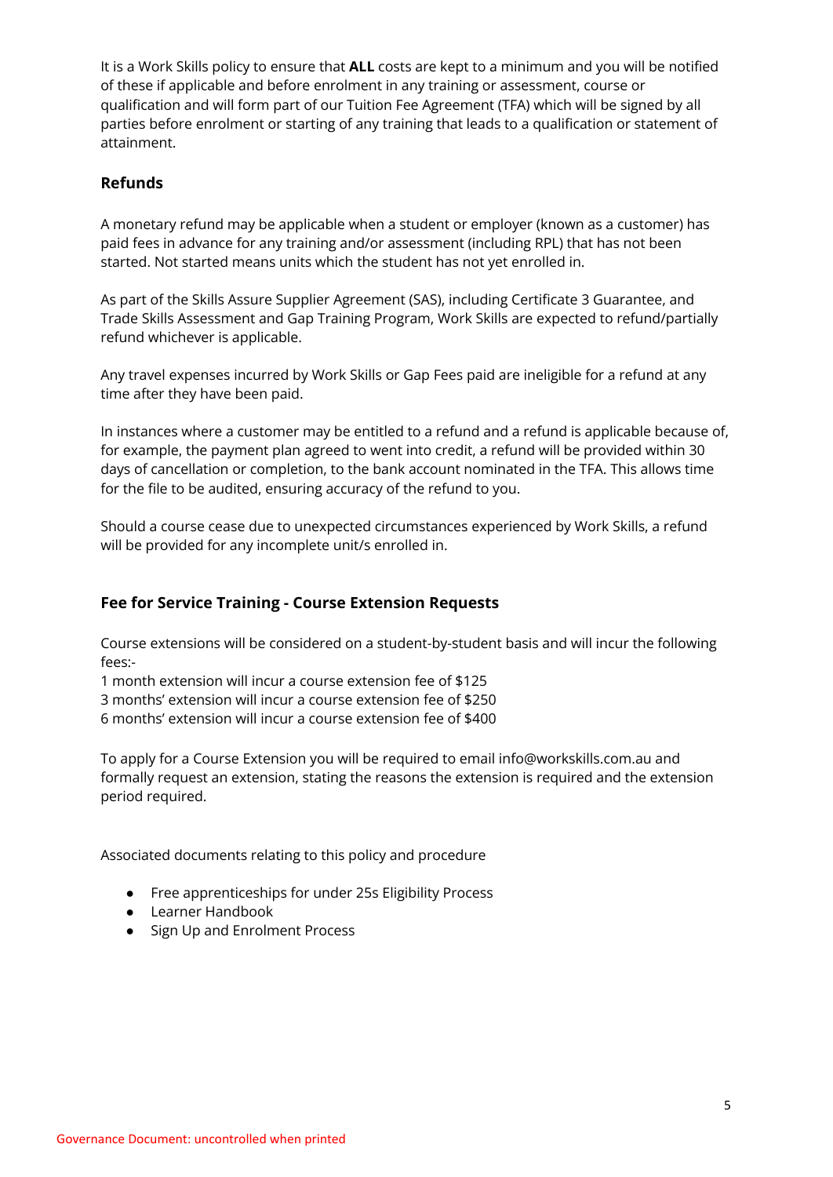It is a Work Skills policy to ensure that **ALL** costs are kept to a minimum and you will be notified of these if applicable and before enrolment in any training or assessment, course or qualification and will form part of our Tuition Fee Agreement (TFA) which will be signed by all parties before enrolment or starting of any training that leads to a qualification or statement of attainment.

## Refunds

A monetary refund may be applicable when a student or employer (known as a customer) has paid fees in advance for any training and/or assessment (including RPL) that has not been started. Not started means units which the student has not yet enrolled in.

As part of the Skills Assure Supplier Agreement (SAS), including Certificate 3 Guarantee, and Trade Skills Assessment and Gap Training Program, Work Skills are expected to refund/partially refund whichever is applicable.

Any travel expenses incurred by Work Skills or Gap Fees paid are ineligible for a refund at any time after they have been paid.

In instances where a customer may be entitled to a refund and a refund is applicable because of, for example, the payment plan agreed to went into credit, a refund will be provided within 30 days of cancellation or completion, to the bank account nominated in the TFA. This allows time for the file to be audited, ensuring accuracy of the refund to you.

Should a course cease due to unexpected circumstances experienced by Work Skills, a refund will be provided for any incomplete unit/s enrolled in.

## Fee for Service Training - Course Extension Requests

Course extensions will be considered on a student-by-student basis and will incur the following fees:-

1 month extension will incur a course extension fee of $125
3 months' extension will incur a course extension fee of $250
6 months' extension will incur a course extension fee of $400

To apply for a Course Extension you will be required to email info@workskills.com.au and formally request an extension, stating the reasons the extension is required and the extension period required.

Associated documents relating to this policy and procedure

- Free apprenticeships for under 25s Eligibility Process
- Learner Handbook
- Sign Up and Enrolment Process

Governance Document: uncontrolled when printed